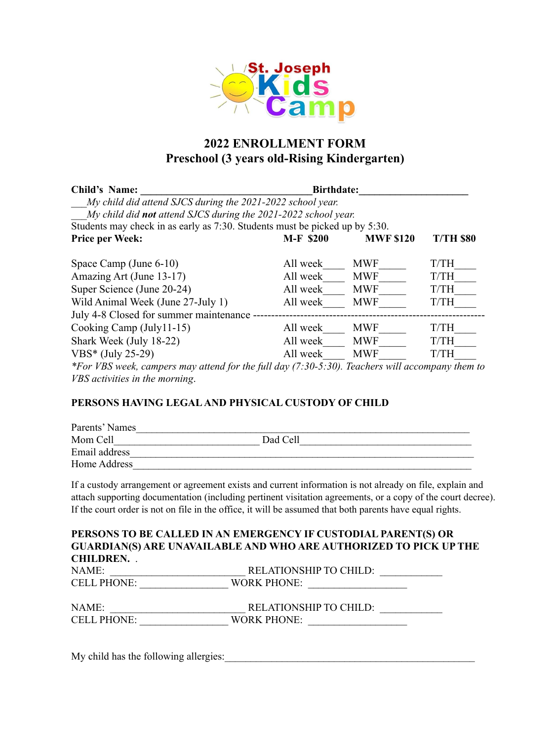St. Joseph Kids Camp

# 2022 ENROLLMENT FORM
## Preschool (3 years old-Rising Kindergarten)

**Child's Name:** ________________________________ **Birthdate:**____________________

___*My child did attend SJCS during the 2021-2022 school year.*

___*My child did **not** attend SJCS during the 2021-2022 school year.*

Students may check in as early as 7:30. Students must be picked up by 5:30.

| **Price per Week:** | **M-F $200** | **MWF $120** | **T/TH $80** |
|---|---|---|---|
| Space Camp (June 6-10) | All week____ | MWF_____ | T/TH____ |
| Amazing Art (June 13-17) | All week____ | MWF_____ | T/TH____ |
| Super Science (June 20-24) | All week____ | MWF_____ | T/TH____ |
| Wild Animal Week (June 27-July 1) | All week____ | MWF_____ | T/TH____ |
| July 4-8 Closed for summer maintenance ---------- | | | |
| Cooking Camp (July11-15) | All week____ | MWF_____ | T/TH____ |
| Shark Week (July 18-22) | All week____ | MWF_____ | T/TH____ |
| VBS* (July 25-29) | All week____ | MWF_____ | T/TH____ |

*\*For VBS week, campers may attend for the full day (7:30-5:30). Teachers will accompany them to VBS activities in the morning.*

**PERSONS HAVING LEGAL AND PHYSICAL CUSTODY OF CHILD**

Parents' Names______________________________________________________________

Mom Cell___________________________ Dad Cell________________________________

Email address_______________________________________________________________

Home Address_______________________________________________________________

If a custody arrangement or agreement exists and current information is not already on file, explain and attach supporting documentation (including pertinent visitation agreements, or a copy of the court decree). If the court order is not on file in the office, it will be assumed that both parents have equal rights.

**PERSONS TO BE CALLED IN AN EMERGENCY IF CUSTODIAL PARENT(S) OR GUARDIAN(S) ARE UNAVAILABLE AND WHO ARE AUTHORIZED TO PICK UP THE CHILDREN.** .

NAME: _________________________ RELATIONSHIP TO CHILD: ___________

CELL PHONE: ________________ WORK PHONE: __________________

NAME: _________________________ RELATIONSHIP TO CHILD: ___________

CELL PHONE: ________________ WORK PHONE: __________________

My child has the following allergies:______________________________________________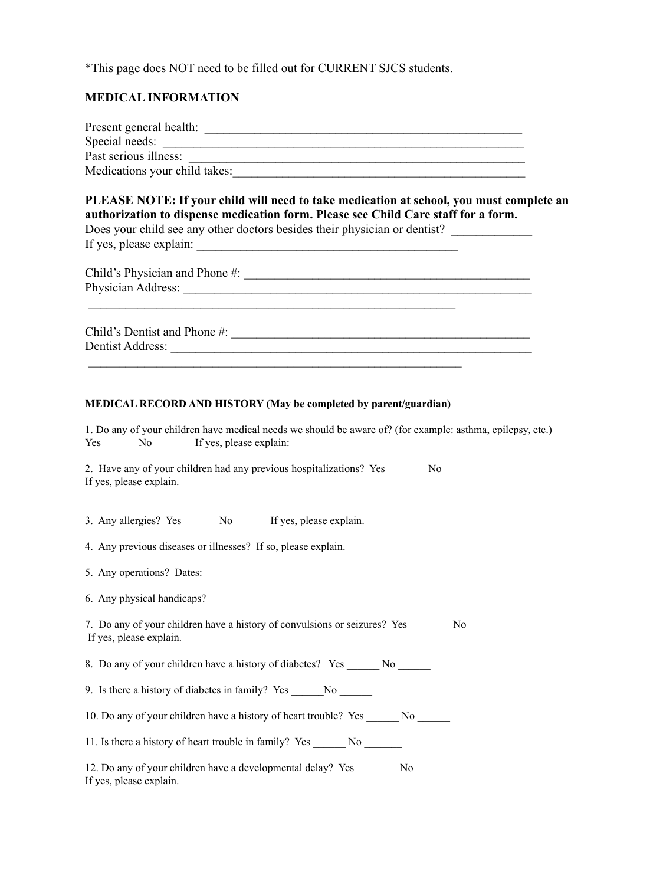*This page does NOT need to be filled out for CURRENT SJCS students.

## MEDICAL INFORMATION

Present general health: ____________________________________________________

Special needs: ________________________________________________________

Past serious illness: ___________________________________________________

Medications your child takes:______________________________________________

**PLEASE NOTE: If your child will need to take medication at school, you must complete an authorization to dispense medication form. Please see Child Care staff for a form.**

Does your child see any other doctors besides their physician or dentist? ____________

If yes, please explain: __________________________________________

Child's Physician and Phone #: _______________________________________________

Physician Address: ________________________________________________________

_____________________________________________________________

Child's Dentist and Phone #: _________________________________________________

Dentist Address: __________________________________________________________

_____________________________________________________________

### MEDICAL RECORD AND HISTORY (May be completed by parent/guardian)

1. Do any of your children have medical needs we should be aware of? (for example: asthma, epilepsy, etc.)
Yes ______ No _______ If yes, please explain: _________________________________

2. Have any of your children had any previous hospitalizations? Yes _______ No _______
If yes, please explain.
__________________________________________________________________________

3. Any allergies? Yes ______ No _____ If yes, please explain._________________

4. Any previous diseases or illnesses? If so, please explain. _____________________

5. Any operations? Dates: ________________________________________________

6. Any physical handicaps? _______________________________________________

7. Do any of your children have a history of convulsions or seizures? Yes _______ No _______
If yes, please explain. ____________________________________________________

8. Do any of your children have a history of diabetes? Yes ______ No ______

9. Is there a history of diabetes in family? Yes ______No ______

10. Do any of your children have a history of heart trouble? Yes ______ No ______

11. Is there a history of heart trouble in family? Yes ______ No _______

12. Do any of your children have a developmental delay? Yes _______ No ______
If yes, please explain. __________________________________________________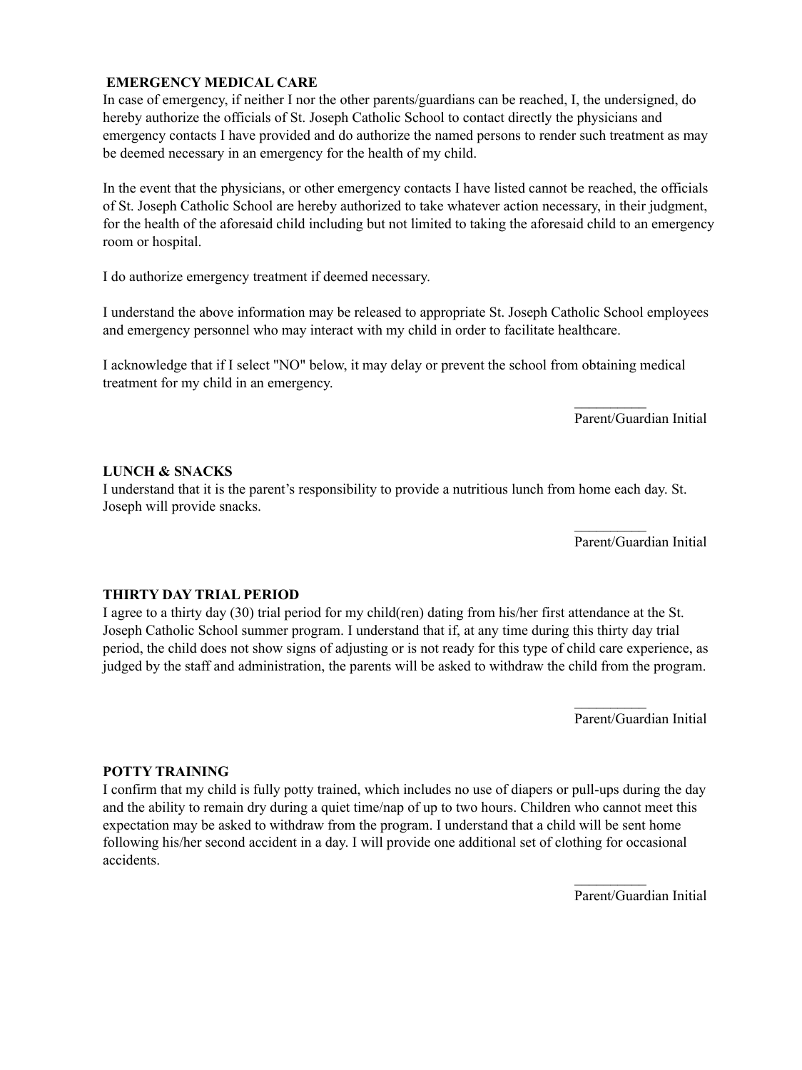**EMERGENCY MEDICAL CARE**

In case of emergency, if neither I nor the other parents/guardians can be reached, I, the undersigned, do hereby authorize the officials of St. Joseph Catholic School to contact directly the physicians and emergency contacts I have provided and do authorize the named persons to render such treatment as may be deemed necessary in an emergency for the health of my child.

In the event that the physicians, or other emergency contacts I have listed cannot be reached, the officials of St. Joseph Catholic School are hereby authorized to take whatever action necessary, in their judgment, for the health of the aforesaid child including but not limited to taking the aforesaid child to an emergency room or hospital.

I do authorize emergency treatment if deemed necessary.

I understand the above information may be released to appropriate St. Joseph Catholic School employees and emergency personnel who may interact with my child in order to facilitate healthcare.

I acknowledge that if I select "NO" below, it may delay or prevent the school from obtaining medical treatment for my child in an emergency.

__________
Parent/Guardian Initial

**LUNCH & SNACKS**

I understand that it is the parent's responsibility to provide a nutritious lunch from home each day. St. Joseph will provide snacks.

__________
Parent/Guardian Initial

**THIRTY DAY TRIAL PERIOD**

I agree to a thirty day (30) trial period for my child(ren) dating from his/her first attendance at the St. Joseph Catholic School summer program. I understand that if, at any time during this thirty day trial period, the child does not show signs of adjusting or is not ready for this type of child care experience, as judged by the staff and administration, the parents will be asked to withdraw the child from the program.

__________
Parent/Guardian Initial

**POTTY TRAINING**

I confirm that my child is fully potty trained, which includes no use of diapers or pull-ups during the day and the ability to remain dry during a quiet time/nap of up to two hours. Children who cannot meet this expectation may be asked to withdraw from the program. I understand that a child will be sent home following his/her second accident in a day. I will provide one additional set of clothing for occasional accidents.

__________
Parent/Guardian Initial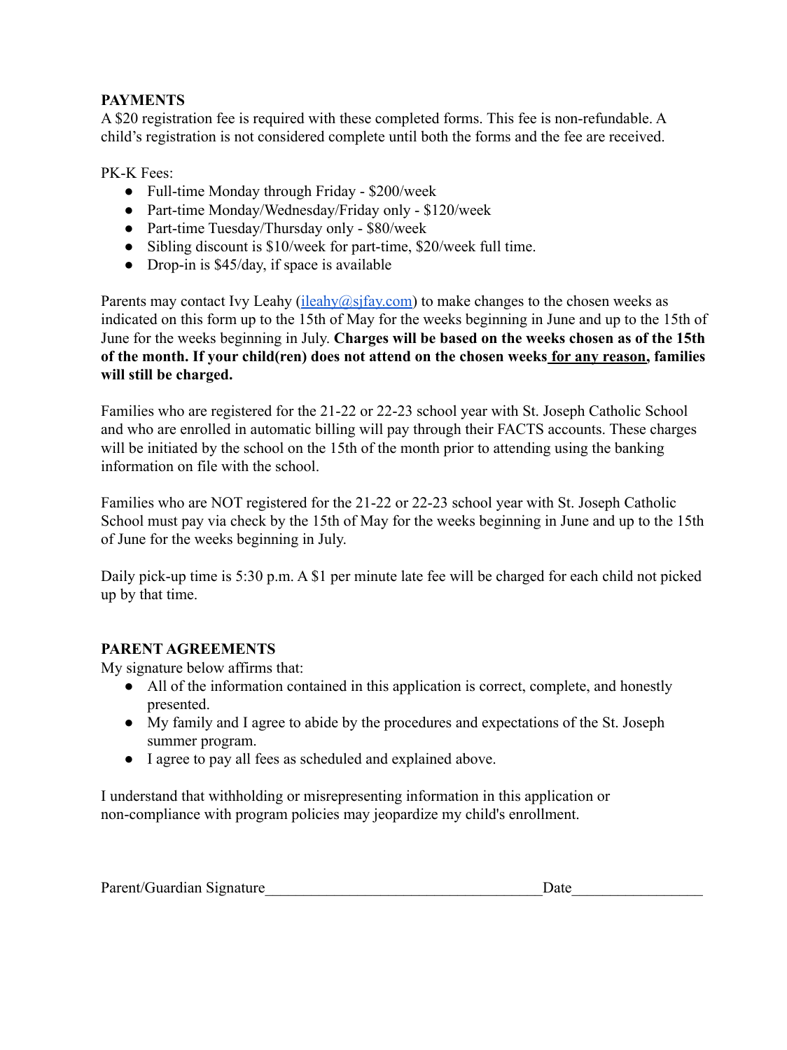**PAYMENTS**

A $20 registration fee is required with these completed forms. This fee is non-refundable. A child's registration is not considered complete until both the forms and the fee are received.

PK-K Fees:

- Full-time Monday through Friday - $200/week
- Part-time Monday/Wednesday/Friday only - $120/week
- Part-time Tuesday/Thursday only - $80/week
- Sibling discount is $10/week for part-time, $20/week full time.
- Drop-in is $45/day, if space is available

Parents may contact Ivy Leahy (ileahy@sjfay.com) to make changes to the chosen weeks as indicated on this form up to the 15th of May for the weeks beginning in June and up to the 15th of June for the weeks beginning in July. **Charges will be based on the weeks chosen as of the 15th of the month. If your child(ren) does not attend on the chosen weeks <u>for any reason</u>, families will still be charged.**

Families who are registered for the 21-22 or 22-23 school year with St. Joseph Catholic School and who are enrolled in automatic billing will pay through their FACTS accounts. These charges will be initiated by the school on the 15th of the month prior to attending using the banking information on file with the school.

Families who are NOT registered for the 21-22 or 22-23 school year with St. Joseph Catholic School must pay via check by the 15th of May for the weeks beginning in June and up to the 15th of June for the weeks beginning in July.

Daily pick-up time is 5:30 p.m. A $1 per minute late fee will be charged for each child not picked up by that time.

**PARENT AGREEMENTS**

My signature below affirms that:

- All of the information contained in this application is correct, complete, and honestly presented.
- My family and I agree to abide by the procedures and expectations of the St. Joseph summer program.
- I agree to pay all fees as scheduled and explained above.

I understand that withholding or misrepresenting information in this application or non-compliance with program policies may jeopardize my child's enrollment.

Parent/Guardian Signature____________________________________Date_________________